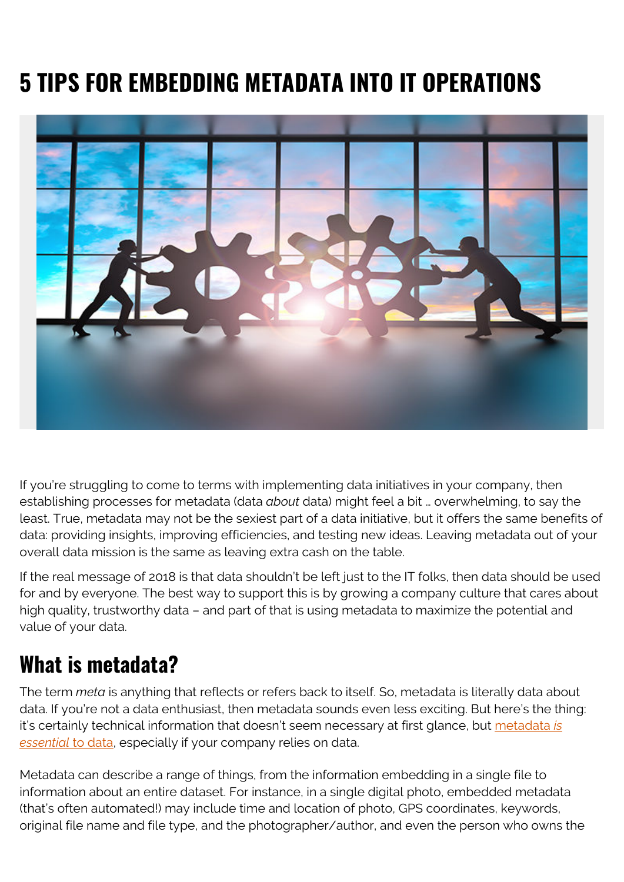# 5 TIPS FOR EMBEDDING METADATA INTO IT OPERATIONS

If you're struggling to come to terms with implementing data initiatives in your company, then establishing processes for metadata (data *about* data) might feel a bit … overwhelming, to say the least. True, metadata may not be the sexiest part of a data initiative, but it offers the same benefits of data: providing insights, improving efficiencies, and testing new ideas. Leaving metadata out of your overall data mission is the same as leaving extra cash on the table.

If the real message of 2018 is that data shouldn't be left just to the IT folks, then data should be used for and by everyone. The best way to support this is by growing a company culture that cares about high quality, trustworthy data – and part of that is using metadata to maximize the potential and value of your data.

## What is metadata?

The term *meta* is anything that reflects or refers back to itself. So, metadata is literally data about data. If you're not a data enthusiast, then metadata sounds even less exciting. But here's the thing: it's certainly technical information that doesn't seem necessary at first glance, but metadata *is essential* to data, especially if your company relies on data.

Metadata can describe a range of things, from the information embedding in a single file to information about an entire dataset. For instance, in a single digital photo, embedded metadata (that's often automated!) may include time and location of photo, GPS coordinates, keywords, original file name and file type, and the photographer/author, and even the person who owns the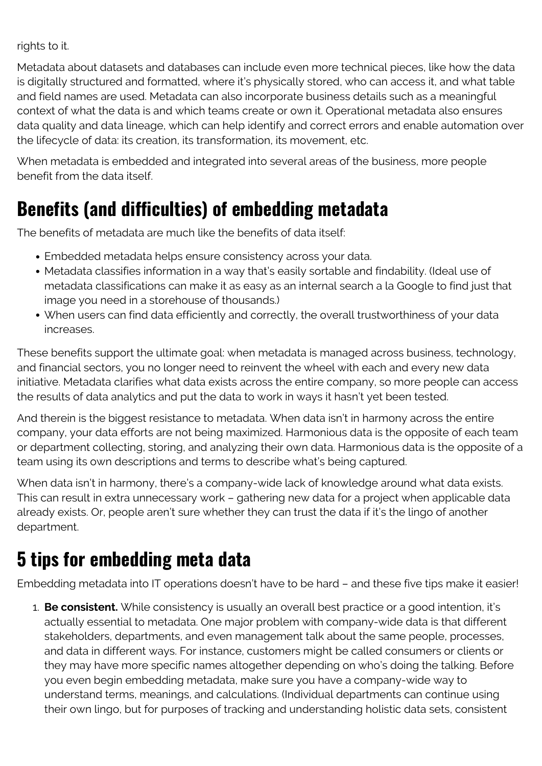rights to it.

Metadata about datasets and databases can include even more technical pieces, like how the data is digitally structured and formatted, where it's physically stored, who can access it, and what table and field names are used. Metadata can also incorporate business details such as a meaningful context of what the data is and which teams create or own it. Operational metadata also ensures data quality and data lineage, which can help identify and correct errors and enable automation over the lifecycle of data: its creation, its transformation, its movement, etc.

When metadata is embedded and integrated into several areas of the business, more people benefit from the data itself.

## Benefits (and difficulties) of embedding metadata

The benefits of metadata are much like the benefits of data itself:

- Embedded metadata helps ensure consistency across your data.
- Metadata classifies information in a way that's easily sortable and findability. (Ideal use of metadata classifications can make it as easy as an internal search a la Google to find just that image you need in a storehouse of thousands.)
- When users can find data efficiently and correctly, the overall trustworthiness of your data increases.

These benefits support the ultimate goal: when metadata is managed across business, technology, and financial sectors, you no longer need to reinvent the wheel with each and every new data initiative. Metadata clarifies what data exists across the entire company, so more people can access the results of data analytics and put the data to work in ways it hasn't yet been tested.

And therein is the biggest resistance to metadata. When data isn't in harmony across the entire company, your data efforts are not being maximized. Harmonious data is the opposite of each team or department collecting, storing, and analyzing their own data. Harmonious data is the opposite of a team using its own descriptions and terms to describe what's being captured.

When data isn't in harmony, there's a company-wide lack of knowledge around what data exists. This can result in extra unnecessary work – gathering new data for a project when applicable data already exists. Or, people aren't sure whether they can trust the data if it's the lingo of another department.

## 5 tips for embedding meta data

Embedding metadata into IT operations doesn't have to be hard – and these five tips make it easier!

1. **Be consistent.** While consistency is usually an overall best practice or a good intention, it's actually essential to metadata. One major problem with company-wide data is that different stakeholders, departments, and even management talk about the same people, processes, and data in different ways. For instance, customers might be called consumers or clients or they may have more specific names altogether depending on who's doing the talking. Before you even begin embedding metadata, make sure you have a company-wide way to understand terms, meanings, and calculations. (Individual departments can continue using their own lingo, but for purposes of tracking and understanding holistic data sets, consistent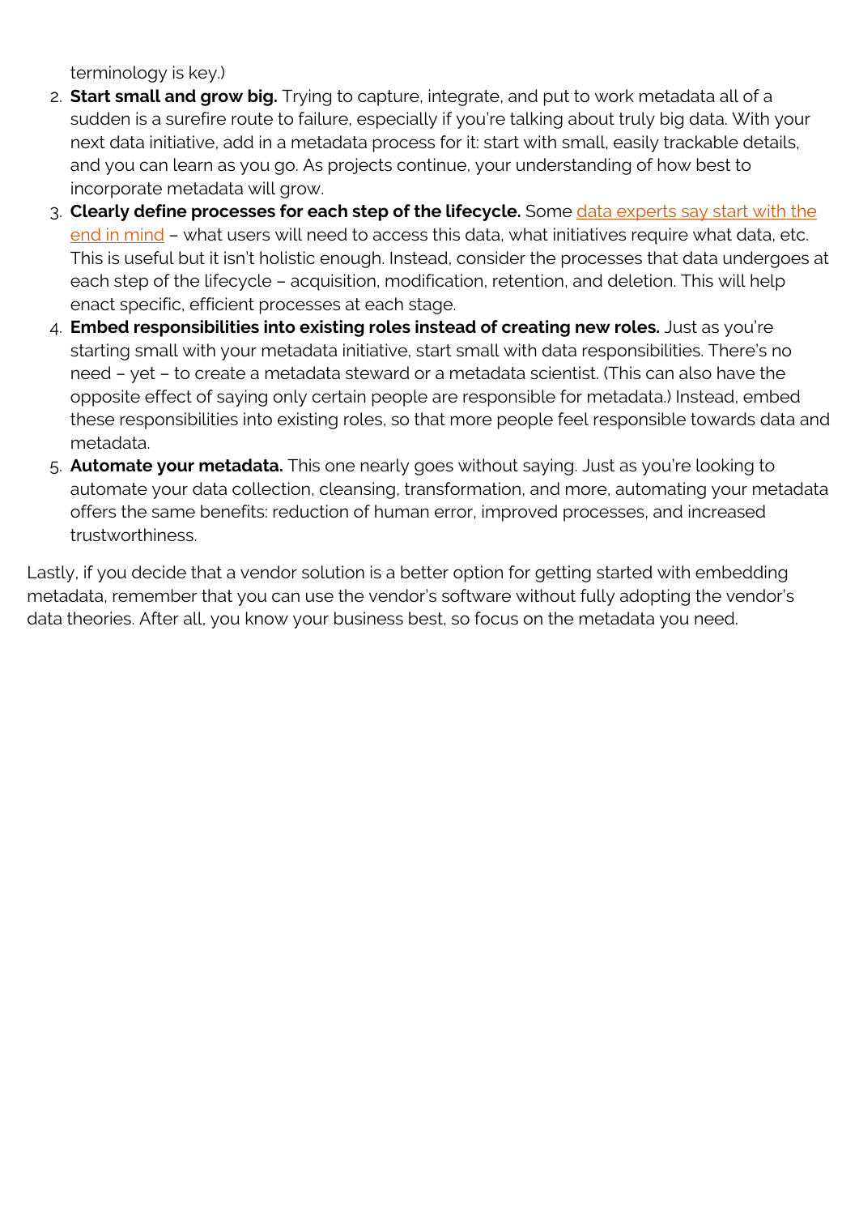terminology is key.)

2. **Start small and grow big.** Trying to capture, integrate, and put to work metadata all of a sudden is a surefire route to failure, especially if you're talking about truly big data. With your next data initiative, add in a metadata process for it: start with small, easily trackable details, and you can learn as you go. As projects continue, your understanding of how best to incorporate metadata will grow.
3. **Clearly define processes for each step of the lifecycle.** Some data experts say start with the end in mind – what users will need to access this data, what initiatives require what data, etc. This is useful but it isn't holistic enough. Instead, consider the processes that data undergoes at each step of the lifecycle – acquisition, modification, retention, and deletion. This will help enact specific, efficient processes at each stage.
4. **Embed responsibilities into existing roles instead of creating new roles.** Just as you're starting small with your metadata initiative, start small with data responsibilities. There's no need – yet – to create a metadata steward or a metadata scientist. (This can also have the opposite effect of saying only certain people are responsible for metadata.) Instead, embed these responsibilities into existing roles, so that more people feel responsible towards data and metadata.
5. **Automate your metadata.** This one nearly goes without saying. Just as you're looking to automate your data collection, cleansing, transformation, and more, automating your metadata offers the same benefits: reduction of human error, improved processes, and increased trustworthiness.

Lastly, if you decide that a vendor solution is a better option for getting started with embedding metadata, remember that you can use the vendor's software without fully adopting the vendor's data theories. After all, you know your business best, so focus on the metadata you need.